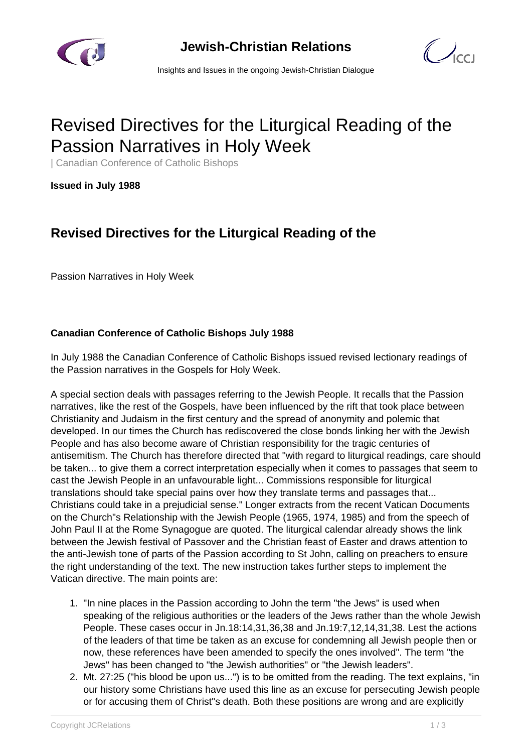# Revised Directives for the Liturgical Reading of the Passion Narratives in Holy Week

| Canadian Conference of Catholic Bishops

**Issued in July 1988**

## Revised Directives for the Liturgical Reading of the

Passion Narratives in Holy Week

**Canadian Conference of Catholic Bishops July 1988**

In July 1988 the Canadian Conference of Catholic Bishops issued revised lectionary readings of the Passion narratives in the Gospels for Holy Week.

A special section deals with passages referring to the Jewish People. It recalls that the Passion narratives, like the rest of the Gospels, have been influenced by the rift that took place between Christianity and Judaism in the first century and the spread of anonymity and polemic that developed. In our times the Church has rediscovered the close bonds linking her with the Jewish People and has also become aware of Christian responsibility for the tragic centuries of antisemitism. The Church has therefore directed that "with regard to liturgical readings, care should be taken... to give them a correct interpretation especially when it comes to passages that seem to cast the Jewish People in an unfavourable light... Commissions responsible for liturgical translations should take special pains over how they translate terms and passages that... Christians could take in a prejudicial sense." Longer extracts from the recent Vatican Documents on the Church"s Relationship with the Jewish People (1965, 1974, 1985) and from the speech of John Paul II at the Rome Synagogue are quoted. The liturgical calendar already shows the link between the Jewish festival of Passover and the Christian feast of Easter and draws attention to the anti-Jewish tone of parts of the Passion according to St John, calling on preachers to ensure the right understanding of the text. The new instruction takes further steps to implement the Vatican directive. The main points are:

1. "In nine places in the Passion according to John the term "the Jews" is used when speaking of the religious authorities or the leaders of the Jews rather than the whole Jewish People. These cases occur in Jn.18:14,31,36,38 and Jn.19:7,12,14,31,38. Lest the actions of the leaders of that time be taken as an excuse for condemning all Jewish people then or now, these references have been amended to specify the ones involved". The term "the Jews" has been changed to "the Jewish authorities" or "the Jewish leaders".
2. Mt. 27:25 ("his blood be upon us...") is to be omitted from the reading. The text explains, "in our history some Christians have used this line as an excuse for persecuting Jewish people or for accusing them of Christ"s death. Both these positions are wrong and are explicitly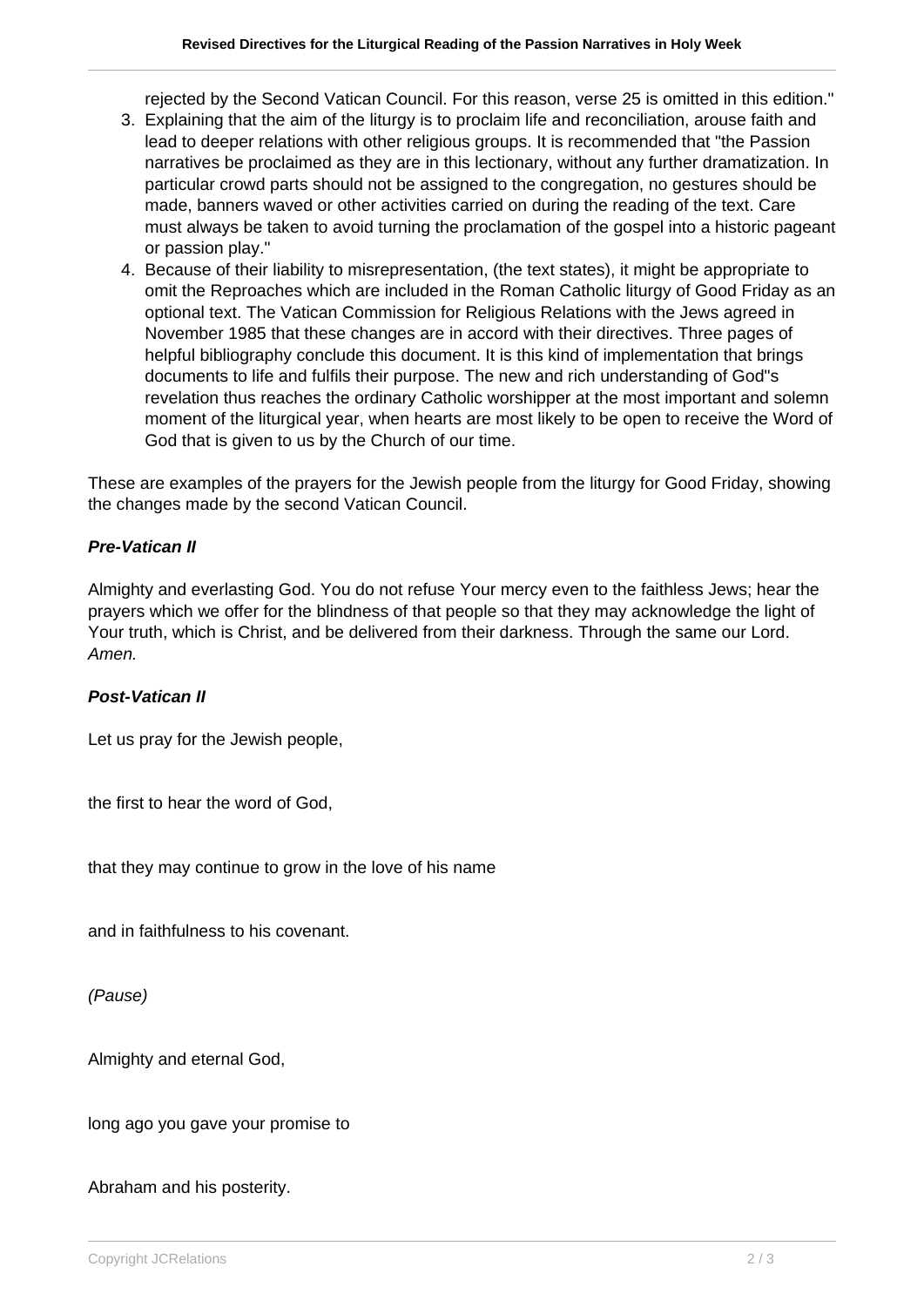rejected by the Second Vatican Council. For this reason, verse 25 is omitted in this edition."

3. Explaining that the aim of the liturgy is to proclaim life and reconciliation, arouse faith and lead to deeper relations with other religious groups. It is recommended that "the Passion narratives be proclaimed as they are in this lectionary, without any further dramatization. In particular crowd parts should not be assigned to the congregation, no gestures should be made, banners waved or other activities carried on during the reading of the text. Care must always be taken to avoid turning the proclamation of the gospel into a historic pageant or passion play."
4. Because of their liability to misrepresentation, (the text states), it might be appropriate to omit the Reproaches which are included in the Roman Catholic liturgy of Good Friday as an optional text. The Vatican Commission for Religious Relations with the Jews agreed in November 1985 that these changes are in accord with their directives. Three pages of helpful bibliography conclude this document. It is this kind of implementation that brings documents to life and fulfils their purpose. The new and rich understanding of God''s revelation thus reaches the ordinary Catholic worshipper at the most important and solemn moment of the liturgical year, when hearts are most likely to be open to receive the Word of God that is given to us by the Church of our time.

These are examples of the prayers for the Jewish people from the liturgy for Good Friday, showing the changes made by the second Vatican Council.

***Pre-Vatican II***

Almighty and everlasting God. You do not refuse Your mercy even to the faithless Jews; hear the prayers which we offer for the blindness of that people so that they may acknowledge the light of Your truth, which is Christ, and be delivered from their darkness. Through the same our Lord. *Amen.*

***Post-Vatican II***

Let us pray for the Jewish people,

the first to hear the word of God,

that they may continue to grow in the love of his name

and in faithfulness to his covenant.

*(Pause)*

Almighty and eternal God,

long ago you gave your promise to

Abraham and his posterity.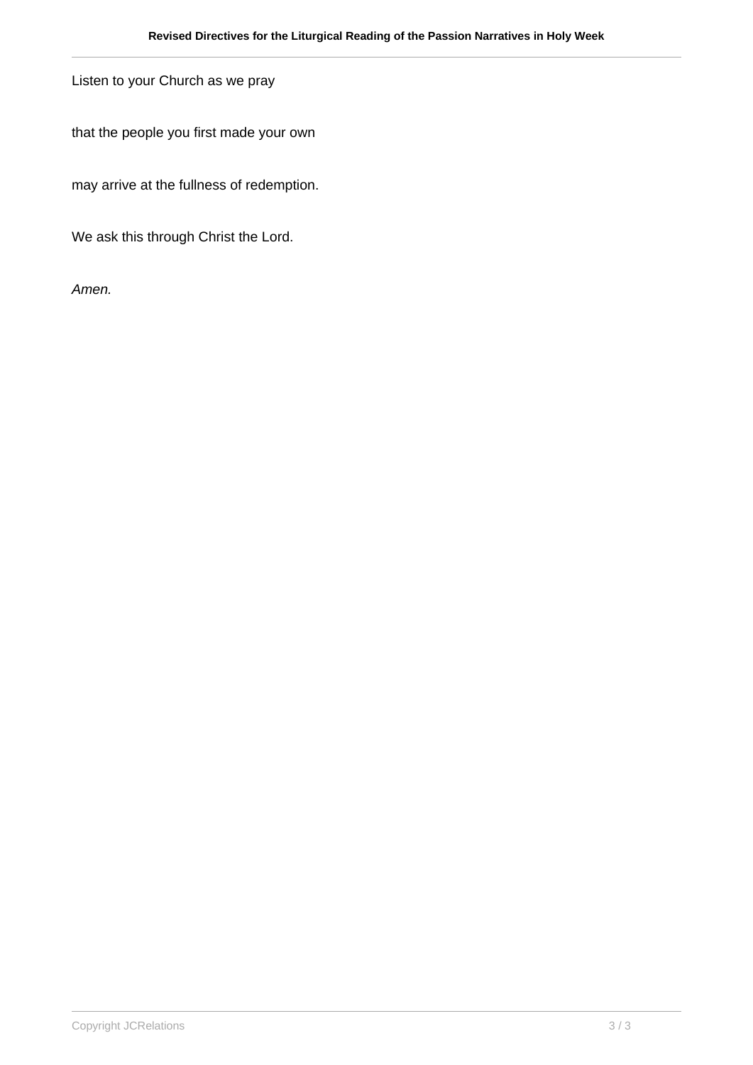Listen to your Church as we pray

that the people you first made your own

may arrive at the fullness of redemption.

We ask this through Christ the Lord.

*Amen.*